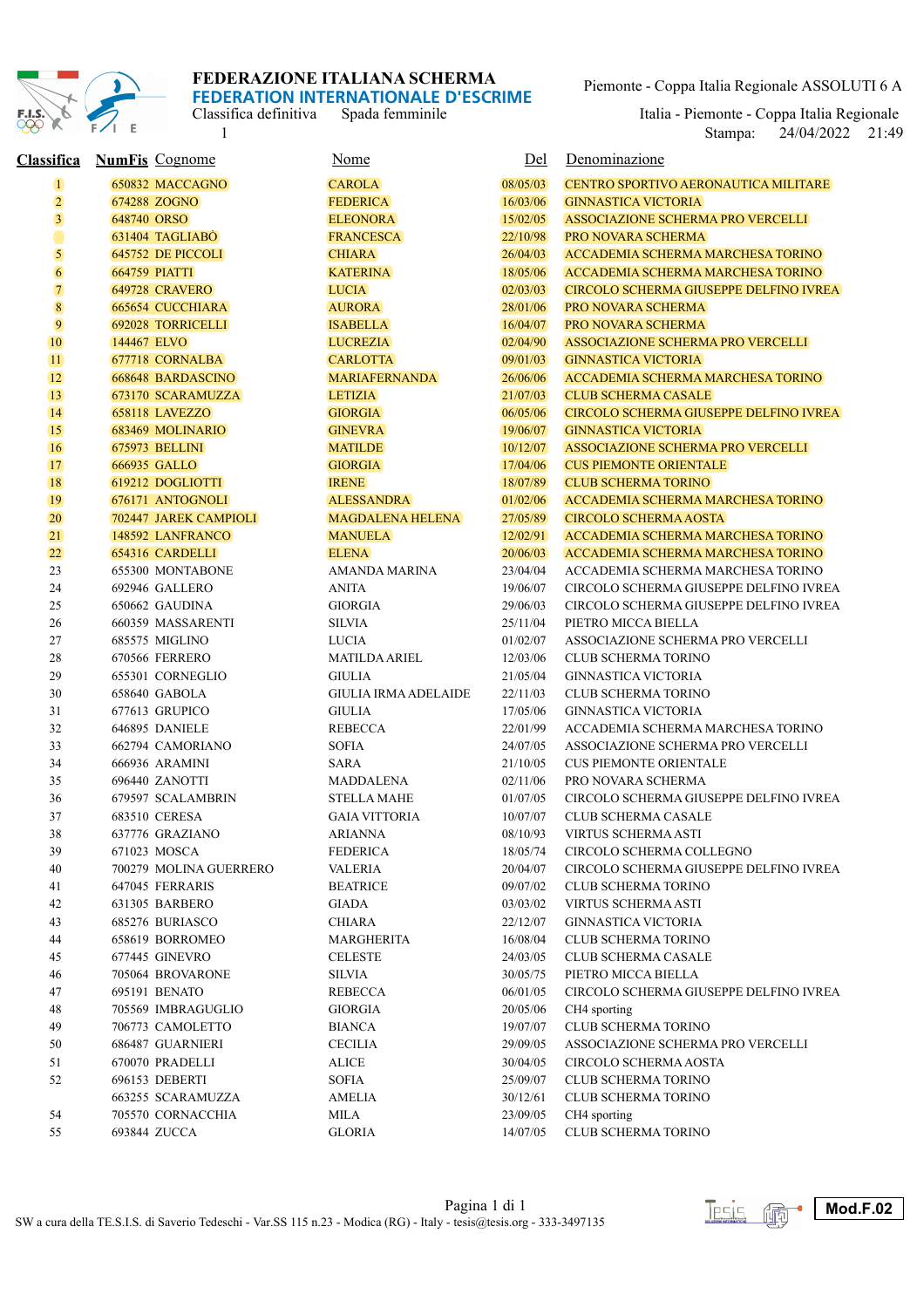# FEDERAZIONE ITALIANA SCHERMA
## FEDERATION INTERNATIONALE D'ESCRIME

Classifica definitiva Spada femminile

1

Piemonte - Coppa Italia Regionale ASSOLUTI 6 A

Italia - Piemonte - Coppa Italia Regionale

Stampa: 24/04/2022 21:49

| Classifica | NumFis | Cognome | Nome | Del | Denominazione |
|---|---|---|---|---|---|
| 1 | 650832 | MACCAGNO | CAROLA | 08/05/03 | CENTRO SPORTIVO AERONAUTICA MILITARE |
| 2 | 674288 | ZOGNO | FEDERICA | 16/03/06 | GINNASTICA VICTORIA |
| 3 | 648740 | ORSO | ELEONORA | 15/02/05 | ASSOCIAZIONE SCHERMA PRO VERCELLI |
| | 631404 | TAGLIABÒ | FRANCESCA | 22/10/98 | PRO NOVARA SCHERMA |
| 5 | 645752 | DE PICCOLI | CHIARA | 26/04/03 | ACCADEMIA SCHERMA MARCHESA TORINO |
| 6 | 664759 | PIATTI | KATERINA | 18/05/06 | ACCADEMIA SCHERMA MARCHESA TORINO |
| 7 | 649728 | CRAVERO | LUCIA | 02/03/03 | CIRCOLO SCHERMA GIUSEPPE DELFINO IVREA |
| 8 | 665654 | CUCCHIARA | AURORA | 28/01/06 | PRO NOVARA SCHERMA |
| 9 | 692028 | TORRICELLI | ISABELLA | 16/04/07 | PRO NOVARA SCHERMA |
| 10 | 144467 | ELVO | LUCREZIA | 02/04/90 | ASSOCIAZIONE SCHERMA PRO VERCELLI |
| 11 | 677718 | CORNALBA | CARLOTTA | 09/01/03 | GINNASTICA VICTORIA |
| 12 | 668648 | BARDASCINO | MARIAFERNANDA | 26/06/06 | ACCADEMIA SCHERMA MARCHESA TORINO |
| 13 | 673170 | SCARAMUZZA | LETIZIA | 21/07/03 | CLUB SCHERMA CASALE |
| 14 | 658118 | LAVEZZO | GIORGIA | 06/05/06 | CIRCOLO SCHERMA GIUSEPPE DELFINO IVREA |
| 15 | 683469 | MOLINARIO | GINEVRA | 19/06/07 | GINNASTICA VICTORIA |
| 16 | 675973 | BELLINI | MATILDE | 10/12/07 | ASSOCIAZIONE SCHERMA PRO VERCELLI |
| 17 | 666935 | GALLO | GIORGIA | 17/04/06 | CUS PIEMONTE ORIENTALE |
| 18 | 619212 | DOGLIOTTI | IRENE | 18/07/89 | CLUB SCHERMA TORINO |
| 19 | 676171 | ANTOGNOLI | ALESSANDRA | 01/02/06 | ACCADEMIA SCHERMA MARCHESA TORINO |
| 20 | 702447 | JAREK CAMPIOLI | MAGDALENA HELENA | 27/05/89 | CIRCOLO SCHERMA AOSTA |
| 21 | 148592 | LANFRANCO | MANUELA | 12/02/91 | ACCADEMIA SCHERMA MARCHESA TORINO |
| 22 | 654316 | CARDELLI | ELENA | 20/06/03 | ACCADEMIA SCHERMA MARCHESA TORINO |
| 23 | 655300 | MONTABONE | AMANDA MARINA | 23/04/04 | ACCADEMIA SCHERMA MARCHESA TORINO |
| 24 | 692946 | GALLERO | ANITA | 19/06/07 | CIRCOLO SCHERMA GIUSEPPE DELFINO IVREA |
| 25 | 650662 | GAUDINA | GIORGIA | 29/06/03 | CIRCOLO SCHERMA GIUSEPPE DELFINO IVREA |
| 26 | 660359 | MASSARENTI | SILVIA | 25/11/04 | PIETRO MICCA BIELLA |
| 27 | 685575 | MIGLINO | LUCIA | 01/02/07 | ASSOCIAZIONE SCHERMA PRO VERCELLI |
| 28 | 670566 | FERRERO | MATILDA ARIEL | 12/03/06 | CLUB SCHERMA TORINO |
| 29 | 655301 | CORNEGLIO | GIULIA | 21/05/04 | GINNASTICA VICTORIA |
| 30 | 658640 | GABOLA | GIULIA IRMA ADELAIDE | 22/11/03 | CLUB SCHERMA TORINO |
| 31 | 677613 | GRUPICO | GIULIA | 17/05/06 | GINNASTICA VICTORIA |
| 32 | 646895 | DANIELE | REBECCA | 22/01/99 | ACCADEMIA SCHERMA MARCHESA TORINO |
| 33 | 662794 | CAMORIANO | SOFIA | 24/07/05 | ASSOCIAZIONE SCHERMA PRO VERCELLI |
| 34 | 666936 | ARAMINI | SARA | 21/10/05 | CUS PIEMONTE ORIENTALE |
| 35 | 696440 | ZANOTTI | MADDALENA | 02/11/06 | PRO NOVARA SCHERMA |
| 36 | 679597 | SCALAMBRIN | STELLA MAHE | 01/07/05 | CIRCOLO SCHERMA GIUSEPPE DELFINO IVREA |
| 37 | 683510 | CERESA | GAIA VITTORIA | 10/07/07 | CLUB SCHERMA CASALE |
| 38 | 637776 | GRAZIANO | ARIANNA | 08/10/93 | VIRTUS SCHERMA ASTI |
| 39 | 671023 | MOSCA | FEDERICA | 18/05/74 | CIRCOLO SCHERMA COLLEGNO |
| 40 | 700279 | MOLINA GUERRERO | VALERIA | 20/04/07 | CIRCOLO SCHERMA GIUSEPPE DELFINO IVREA |
| 41 | 647045 | FERRARIS | BEATRICE | 09/07/02 | CLUB SCHERMA TORINO |
| 42 | 631305 | BARBERO | GIADA | 03/03/02 | VIRTUS SCHERMA ASTI |
| 43 | 685276 | BURIASCO | CHIARA | 22/12/07 | GINNASTICA VICTORIA |
| 44 | 658619 | BORROMEO | MARGHERITA | 16/08/04 | CLUB SCHERMA TORINO |
| 45 | 677445 | GINEVRO | CELESTE | 24/03/05 | CLUB SCHERMA CASALE |
| 46 | 705064 | BROVARONE | SILVIA | 30/05/75 | PIETRO MICCA BIELLA |
| 47 | 695191 | BENATO | REBECCA | 06/01/05 | CIRCOLO SCHERMA GIUSEPPE DELFINO IVREA |
| 48 | 705569 | IMBRAGUGLIO | GIORGIA | 20/05/06 | CH4 sporting |
| 49 | 706773 | CAMOLETTO | BIANCA | 19/07/07 | CLUB SCHERMA TORINO |
| 50 | 686487 | GUARNIERI | CECILIA | 29/09/05 | ASSOCIAZIONE SCHERMA PRO VERCELLI |
| 51 | 670070 | PRADELLI | ALICE | 30/04/05 | CIRCOLO SCHERMA AOSTA |
| 52 | 696153 | DEBERTI | SOFIA | 25/09/07 | CLUB SCHERMA TORINO |
| | 663255 | SCARAMUZZA | AMELIA | 30/12/61 | CLUB SCHERMA TORINO |
| 54 | 705570 | CORNACCHIA | MILA | 23/09/05 | CH4 sporting |
| 55 | 693844 | ZUCCA | GLORIA | 14/07/05 | CLUB SCHERMA TORINO |

Pagina 1 di 1

SW a cura della TE.S.I.S. di Saverio Tedeschi - Var.SS 115 n.23 - Modica (RG) - Italy - tesis@tesis.org - 333-3497135

Mod.F.02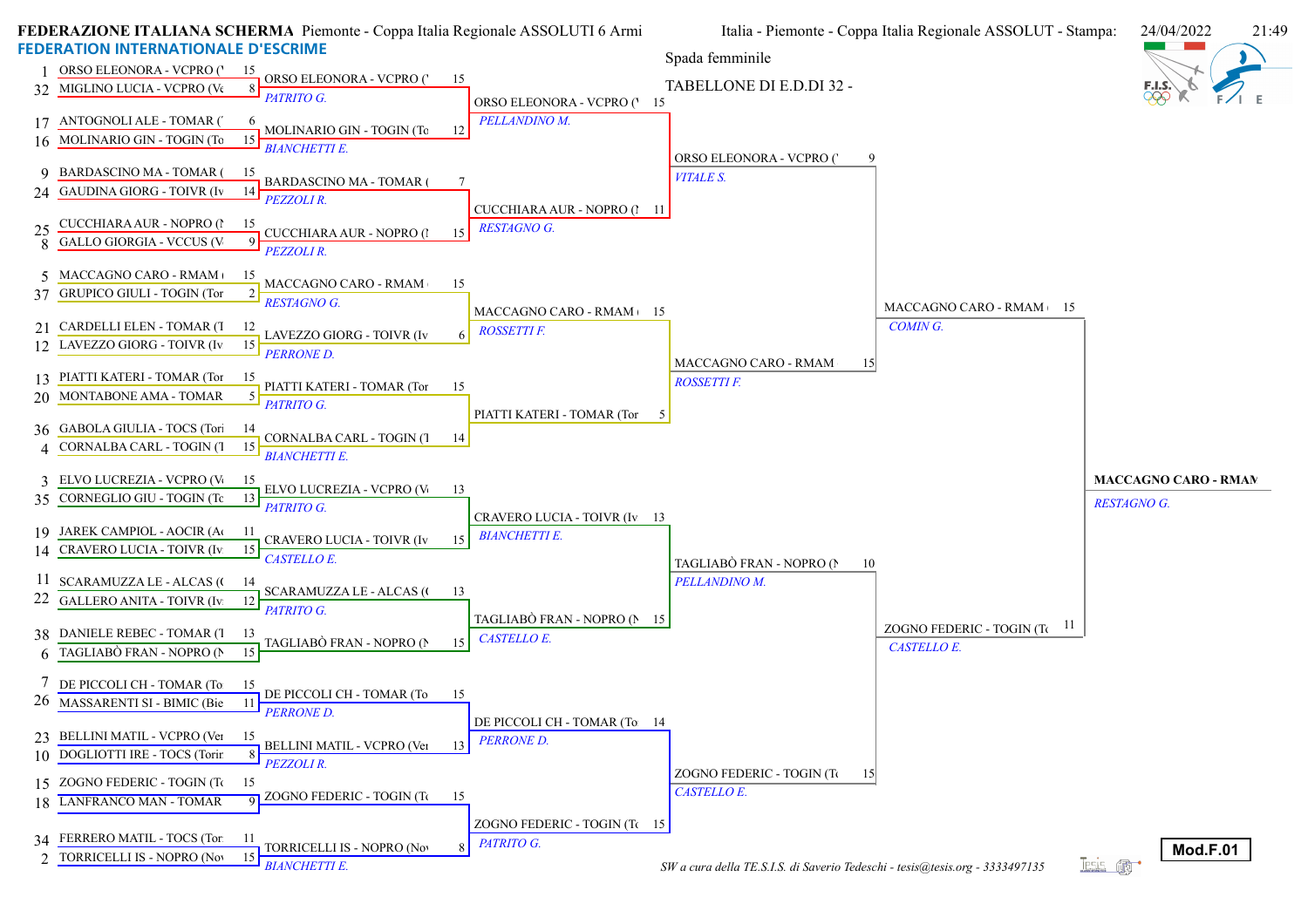**FEDERAZIONE ITALIANA SCHERMA** Piemonte - Coppa Italia Regionale ASSOLUTI 6 Armi

**FEDERATION INTERNATIONALE D'ESCRIME**

Italia - Piemonte - Coppa Italia Regionale ASSOLUT - Stampa: 24/04/2022 21:49

Spada femminile

TABELLONE DI E.D.DI 32 -

## Tabellone di 32

| Seed | Atleta | Punti |
|---|---|---|
| 1 | ORSO ELEONORA - VCPRO (' | 15 |
| 32 | MIGLINO LUCIA - VCPRO (Ve | 8 |
| 17 | ANTOGNOLI ALE - TOMAR (' | 6 |
| 16 | MOLINARIO GIN - TOGIN (To | 15 |
| 9 | BARDASCINO MA - TOMAR ( | 15 |
| 24 | GAUDINA GIORG - TOIVR (Iv | 14 |
| 25 | CUCCHIARA AUR - NOPRO (I | 15 |
| 8 | GALLO GIORGIA - VCCUS (V | 9 |
| 5 | MACCAGNO CARO - RMAM ( | 15 |
| 37 | GRUPICO GIULI - TOGIN (Tor | 2 |
| 21 | CARDELLI ELEN - TOMAR (T | 12 |
| 12 | LAVEZZO GIORG - TOIVR (Iv | 15 |
| 13 | PIATTI KATERI - TOMAR (Tor | 15 |
| 20 | MONTABONE AMA - TOMAR | 5 |
| 36 | GABOLA GIULIA - TOCS (Tori | 14 |
| 4 | CORNALBA CARL - TOGIN (T | 15 |
| 3 | ELVO LUCREZIA - VCPRO (V | 15 |
| 35 | CORNEGLIO GIU - TOGIN (To | 13 |
| 19 | JAREK CAMPIOL - AOCIR (Ao | 11 |
| 14 | CRAVERO LUCIA - TOIVR (Iv | 15 |
| 11 | SCARAMUZZA LE - ALCAS (( | 14 |
| 22 | GALLERO ANITA - TOIVR (Iv | 12 |
| 38 | DANIELE REBEC - TOMAR (T | 13 |
| 6 | TAGLIABÒ FRAN - NOPRO (N | 15 |
| 7 | DE PICCOLI CH - TOMAR (To | 15 |
| 26 | MASSARENTI SI - BIMIC (Bie | 11 |
| 23 | BELLINI MATIL - VCPRO (Ver | 15 |
| 10 | DOGLIOTTI IRE - TOCS (Torin | 8 |
| 15 | ZOGNO FEDERIC - TOGIN (To | 15 |
| 18 | LANFRANCO MAN - TOMAR | 9 |
| 34 | FERRERO MATIL - TOCS (Tor | 11 |
| 2 | TORRICELLI IS - NOPRO (Nov | 15 |

## Tabellone di 16

| Atleta | Punti | Arbitro |
|---|---|---|
| ORSO ELEONORA - VCPRO (' | 15 | *PATRITO G.* |
| MOLINARIO GIN - TOGIN (To | 12 | *BIANCHETTI E.* |
| BARDASCINO MA - TOMAR ( | 7 | *PEZZOLI R.* |
| CUCCHIARA AUR - NOPRO (I | 15 | *PEZZOLI R.* |
| MACCAGNO CARO - RMAM ( | 15 | *RESTAGNO G.* |
| LAVEZZO GIORG - TOIVR (Iv | 6 | *PERRONE D.* |
| PIATTI KATERI - TOMAR (Tor | 15 | *PATRITO G.* |
| CORNALBA CARL - TOGIN (T | 14 | *BIANCHETTI E.* |
| ELVO LUCREZIA - VCPRO (V | 13 | *PATRITO G.* |
| CRAVERO LUCIA - TOIVR (Iv | 15 | *CASTELLO E.* |
| SCARAMUZZA LE - ALCAS (( | 13 | *PATRITO G.* |
| TAGLIABÒ FRAN - NOPRO (N | 15 | *CASTELLO E.* |
| DE PICCOLI CH - TOMAR (To | 15 | *PERRONE D.* |
| BELLINI MATIL - VCPRO (Ver | 13 | *PEZZOLI R.* |
| ZOGNO FEDERIC - TOGIN (To | 15 | *PATRITO G.* |
| TORRICELLI IS - NOPRO (Nov | 8 | *BIANCHETTI E.* |

## Tabellone di 8

| Atleta | Punti | Arbitro |
|---|---|---|
| ORSO ELEONORA - VCPRO (' | 15 | *PELLANDINO M.* |
| CUCCHIARA AUR - NOPRO (I | 11 | *RESTAGNO G.* |
| MACCAGNO CARO - RMAM ( | 15 | *ROSSETTI F.* |
| PIATTI KATERI - TOMAR (Tor | 5 | |
| CRAVERO LUCIA - TOIVR (Iv | 13 | *BIANCHETTI E.* |
| TAGLIABÒ FRAN - NOPRO (N | 15 | *CASTELLO E.* |
| DE PICCOLI CH - TOMAR (To | 14 | *PERRONE D.* |
| ZOGNO FEDERIC - TOGIN (To | 15 | *PATRITO G.* |

## Semifinali

| Atleta | Punti | Arbitro |
|---|---|---|
| ORSO ELEONORA - VCPRO (' | 9 | *VITALE S.* |
| MACCAGNO CARO - RMAM | 15 | *ROSSETTI F.* |
| TAGLIABÒ FRAN - NOPRO (N | 10 | *PELLANDINO M.* |
| ZOGNO FEDERIC - TOGIN (To | 15 | *CASTELLO E.* |

## Finale

| Atleta | Punti | Arbitro |
|---|---|---|
| MACCAGNO CARO - RMAM ( | 15 | *COMIN G.* |
| ZOGNO FEDERIC - TOGIN (To | 11 | *CASTELLO E.* |

## Vincitrice

**MACCAGNO CARO - RMAM**

*RESTAGNO G.*

*SW a cura della TE.S.I.S. di Saverio Tedeschi - tesis@tesis.org - 3333497135*

**Mod.F.01**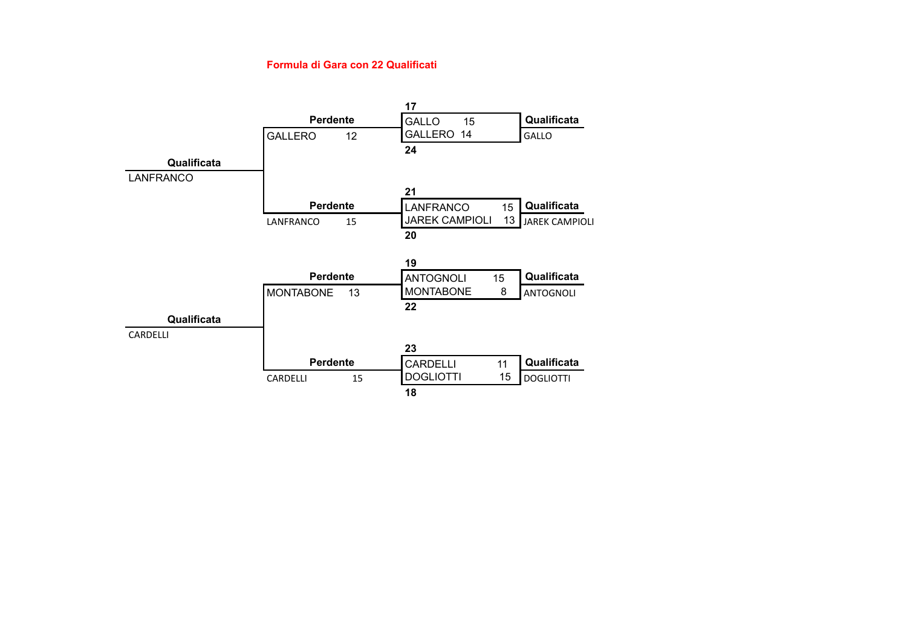**Formula di Gara con 22 Qualificati**

| Qualificata | Perdente | Incontro | Qualificata |
|---|---|---|---|
| | GALLERO 12 | 17 GALLO 15 / GALLERO 14 24 | GALLO |
| LANFRANCO | | | |
| | LANFRANCO 15 | 21 LANFRANCO 15 / JAREK CAMPIOLI 13 20 | JAREK CAMPIOLI |
| | MONTABONE 13 | 19 ANTOGNOLI 15 / MONTABONE 8 22 | ANTOGNOLI |
| CARDELLI | | | |
| | CARDELLI 15 | 23 CARDELLI 11 / DOGLIOTTI 15 18 | DOGLIOTTI |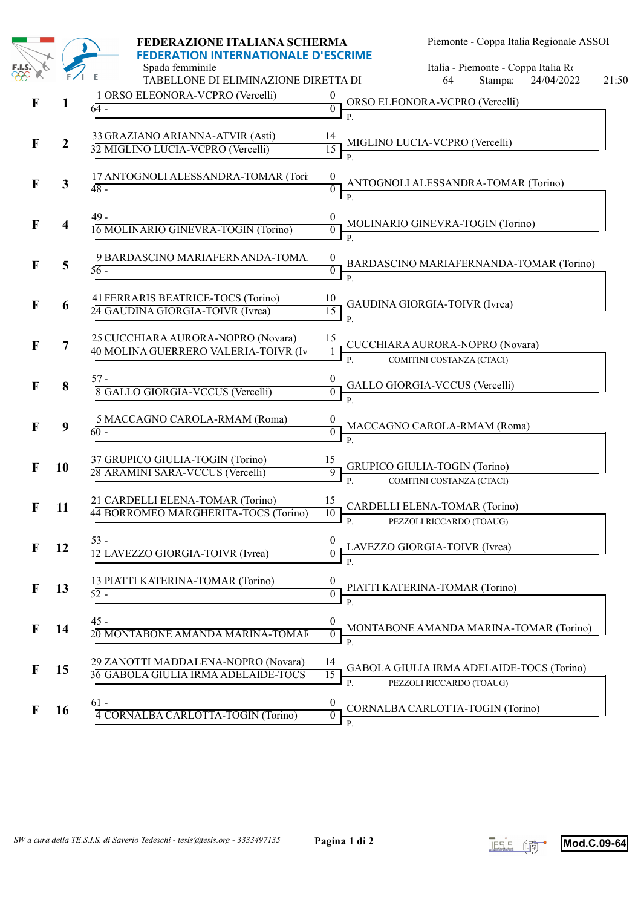**FEDERAZIONE ITALIANA SCHERMA**
**FEDERATION INTERNATIONALE D'ESCRIME**

Spada femminile
TABELLONE DI ELIMINAZIONE DIRETTA DI 64

Piemonte - Coppa Italia Regionale ASSOI
Italia - Piemonte - Coppa Italia Re
Stampa: 24/04/2022 21:50

| | | Atleti | Punti | Vincitore | Arbitro |
|---|---|---|---|---|---|
| F | 1 | 1 ORSO ELEONORA-VCPRO (Vercelli) | 0 | ORSO ELEONORA-VCPRO (Vercelli) | P. |
| | | 64 - | 0 | | |
| F | 2 | 33 GRAZIANO ARIANNA-ATVIR (Asti) | 14 | MIGLINO LUCIA-VCPRO (Vercelli) | P. |
| | | 32 MIGLINO LUCIA-VCPRO (Vercelli) | 15 | | |
| F | 3 | 17 ANTOGNOLI ALESSANDRA-TOMAR (Torii | 0 | ANTOGNOLI ALESSANDRA-TOMAR (Torino) | P. |
| | | 48 - | 0 | | |
| F | 4 | 49 - | 0 | MOLINARIO GINEVRA-TOGIN (Torino) | P. |
| | | 16 MOLINARIO GINEVRA-TOGIN (Torino) | 0 | | |
| F | 5 | 9 BARDASCINO MARIAFERNANDA-TOMAI | 0 | BARDASCINO MARIAFERNANDA-TOMAR (Torino) | P. |
| | | 56 - | 0 | | |
| F | 6 | 41 FERRARIS BEATRICE-TOCS (Torino) | 10 | GAUDINA GIORGIA-TOIVR (Ivrea) | P. |
| | | 24 GAUDINA GIORGIA-TOIVR (Ivrea) | 15 | | |
| F | 7 | 25 CUCCHIARA AURORA-NOPRO (Novara) | 15 | CUCCHIARA AURORA-NOPRO (Novara) | P. COMITINI COSTANZA (CTACI) |
| | | 40 MOLINA GUERRERO VALERIA-TOIVR (Iv | 1 | | |
| F | 8 | 57 - | 0 | GALLO GIORGIA-VCCUS (Vercelli) | P. |
| | | 8 GALLO GIORGIA-VCCUS (Vercelli) | 0 | | |
| F | 9 | 5 MACCAGNO CAROLA-RMAM (Roma) | 0 | MACCAGNO CAROLA-RMAM (Roma) | P. |
| | | 60 - | 0 | | |
| F | 10 | 37 GRUPICO GIULIA-TOGIN (Torino) | 15 | GRUPICO GIULIA-TOGIN (Torino) | P. COMITINI COSTANZA (CTACI) |
| | | 28 ARAMINI SARA-VCCUS (Vercelli) | 9 | | |
| F | 11 | 21 CARDELLI ELENA-TOMAR (Torino) | 15 | CARDELLI ELENA-TOMAR (Torino) | P. PEZZOLI RICCARDO (TOAUG) |
| | | 44 BORROMEO MARGHERITA-TOCS (Torino) | 10 | | |
| F | 12 | 53 - | 0 | LAVEZZO GIORGIA-TOIVR (Ivrea) | P. |
| | | 12 LAVEZZO GIORGIA-TOIVR (Ivrea) | 0 | | |
| F | 13 | 13 PIATTI KATERINA-TOMAR (Torino) | 0 | PIATTI KATERINA-TOMAR (Torino) | P. |
| | | 52 - | 0 | | |
| F | 14 | 45 - | 0 | MONTABONE AMANDA MARINA-TOMAR (Torino) | P. |
| | | 20 MONTABONE AMANDA MARINA-TOMAR | 0 | | |
| F | 15 | 29 ZANOTTI MADDALENA-NOPRO (Novara) | 14 | GABOLA GIULIA IRMA ADELAIDE-TOCS (Torino) | P. PEZZOLI RICCARDO (TOAUG) |
| | | 36 GABOLA GIULIA IRMA ADELAIDE-TOCS | 15 | | |
| F | 16 | 61 - | 0 | CORNALBA CARLOTTA-TOGIN (Torino) | P. |
| | | 4 CORNALBA CARLOTTA-TOGIN (Torino) | 0 | | |

*SW a cura della TE.S.I.S. di Saverio Tedeschi - tesis@tesis.org - 3333497135*

Mod.C.09-64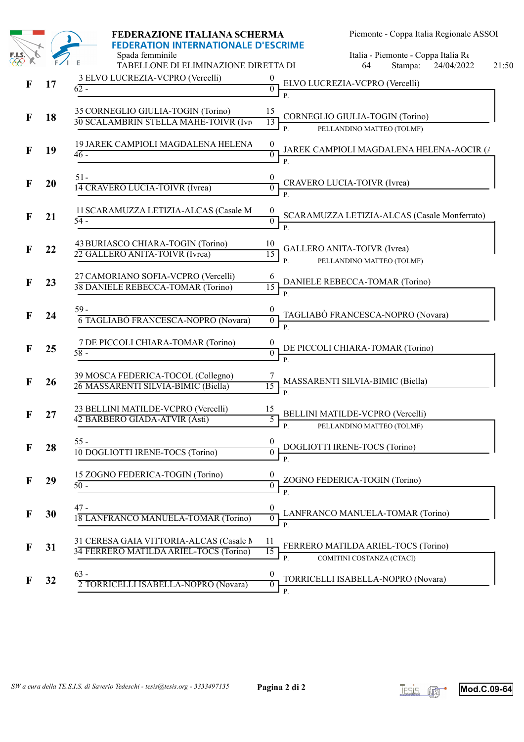**FEDERAZIONE ITALIANA SCHERMA**
**FEDERATION INTERNATIONALE D'ESCRIME**

Spada femminile

TABELLONE DI ELIMINAZIONE DIRETTA DI 64

Piemonte - Coppa Italia Regionale ASSOI

Italia - Piemonte - Coppa Italia Re

Stampa: 24/04/2022 21:50

| | | Atleta | Punti | Vincitore | Arbitro |
|---|---|---|---|---|---|
| F | 17 | 3 ELVO LUCREZIA-VCPRO (Vercelli) | 0 | ELVO LUCREZIA-VCPRO (Vercelli) | P. |
| | | 62 - | 0 | | |
| F | 18 | 35 CORNEGLIO GIULIA-TOGIN (Torino) | 15 | CORNEGLIO GIULIA-TOGIN (Torino) | P. PELLANDINO MATTEO (TOLMF) |
| | | 30 SCALAMBRIN STELLA MAHE-TOIVR (Ivr | 13 | | |
| F | 19 | 19 JAREK CAMPIOLI MAGDALENA HELENA | 0 | JAREK CAMPIOLI MAGDALENA HELENA-AOCIR (A | P. |
| | | 46 - | 0 | | |
| F | 20 | 51 - | 0 | CRAVERO LUCIA-TOIVR (Ivrea) | P. |
| | | 14 CRAVERO LUCIA-TOIVR (Ivrea) | 0 | | |
| F | 21 | 11 SCARAMUZZA LETIZIA-ALCAS (Casale M | 0 | SCARAMUZZA LETIZIA-ALCAS (Casale Monferrato) | P. |
| | | 54 - | 0 | | |
| F | 22 | 43 BURIASCO CHIARA-TOGIN (Torino) | 10 | GALLERO ANITA-TOIVR (Ivrea) | P. PELLANDINO MATTEO (TOLMF) |
| | | 22 GALLERO ANITA-TOIVR (Ivrea) | 15 | | |
| F | 23 | 27 CAMORIANO SOFIA-VCPRO (Vercelli) | 6 | DANIELE REBECCA-TOMAR (Torino) | P. |
| | | 38 DANIELE REBECCA-TOMAR (Torino) | 15 | | |
| F | 24 | 59 - | 0 | TAGLIABÒ FRANCESCA-NOPRO (Novara) | P. |
| | | 6 TAGLIABÒ FRANCESCA-NOPRO (Novara) | 0 | | |
| F | 25 | 7 DE PICCOLI CHIARA-TOMAR (Torino) | 0 | DE PICCOLI CHIARA-TOMAR (Torino) | P. |
| | | 58 - | 0 | | |
| F | 26 | 39 MOSCA FEDERICA-TOCOL (Collegno) | 7 | MASSARENTI SILVIA-BIMIC (Biella) | P. |
| | | 26 MASSARENTI SILVIA-BIMIC (Biella) | 15 | | |
| F | 27 | 23 BELLINI MATILDE-VCPRO (Vercelli) | 15 | BELLINI MATILDE-VCPRO (Vercelli) | P. PELLANDINO MATTEO (TOLMF) |
| | | 42 BARBERO GIADA-ATVIR (Asti) | 5 | | |
| F | 28 | 55 - | 0 | DOGLIOTTI IRENE-TOCS (Torino) | P. |
| | | 10 DOGLIOTTI IRENE-TOCS (Torino) | 0 | | |
| F | 29 | 15 ZOGNO FEDERICA-TOGIN (Torino) | 0 | ZOGNO FEDERICA-TOGIN (Torino) | P. |
| | | 50 - | 0 | | |
| F | 30 | 47 - | 0 | LANFRANCO MANUELA-TOMAR (Torino) | P. |
| | | 18 LANFRANCO MANUELA-TOMAR (Torino) | 0 | | |
| F | 31 | 31 CERESA GAIA VITTORIA-ALCAS (Casale M | 11 | FERRERO MATILDA ARIEL-TOCS (Torino) | P. COMITINI COSTANZA (CTACI) |
| | | 34 FERRERO MATILDA ARIEL-TOCS (Torino) | 15 | | |
| F | 32 | 63 - | 0 | TORRICELLI ISABELLA-NOPRO (Novara) | P. |
| | | 2 TORRICELLI ISABELLA-NOPRO (Novara) | 0 | | |

*SW a cura della TE.S.I.S. di Saverio Tedeschi - tesis@tesis.org - 3333497135*

Mod.C.09-64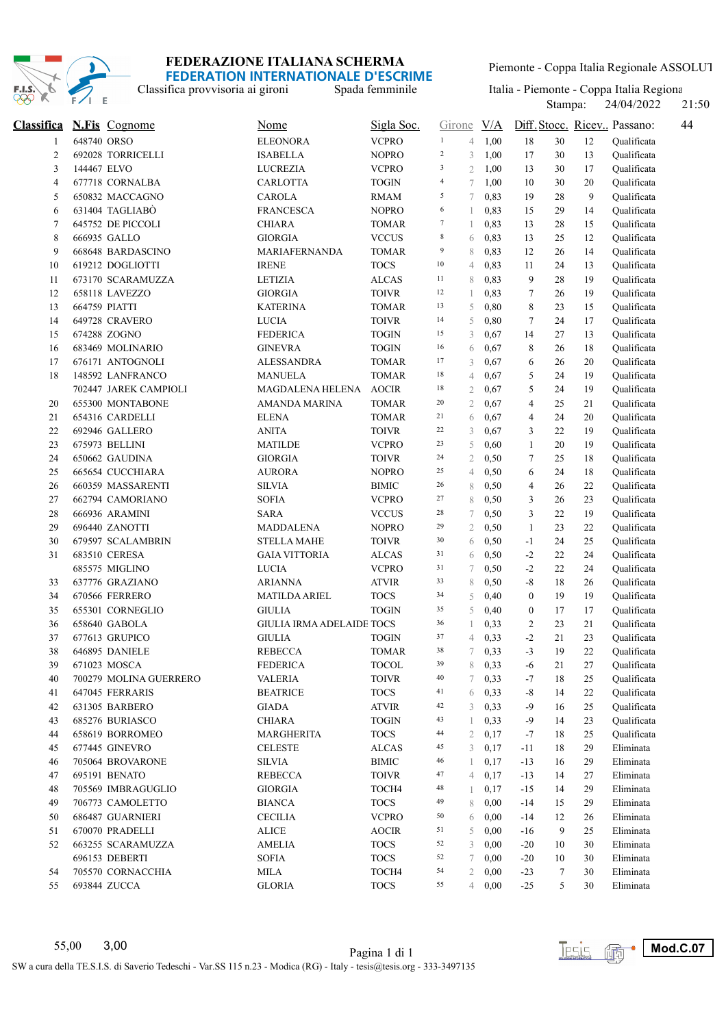# FEDERAZIONE ITALIANA SCHERMA
## FEDERATION INTERNATIONALE D'ESCRIME

Classifica provvisoria ai gironi — Spada femminile

Piemonte - Coppa Italia Regionale ASSOLUT

Italia - Piemonte - Coppa Italia Regiona

Stampa: 24/04/2022 21:50

| Classifica | N.Fis | Cognome | Nome | Sigla Soc. | Girone | | V/A | Diff. | Stocc. | Ricev.. | Passano: 44 |
|---|---|---|---|---|---|---|---|---|---|---|---|
| 1 | 648740 | ORSO | ELEONORA | VCPRO | 1 | 4 | 1,00 | 18 | 30 | 12 | Qualificata |
| 2 | 692028 | TORRICELLI | ISABELLA | NOPRO | 2 | 3 | 1,00 | 17 | 30 | 13 | Qualificata |
| 3 | 144467 | ELVO | LUCREZIA | VCPRO | 3 | 2 | 1,00 | 13 | 30 | 17 | Qualificata |
| 4 | 677718 | CORNALBA | CARLOTTA | TOGIN | 4 | 7 | 1,00 | 10 | 30 | 20 | Qualificata |
| 5 | 650832 | MACCAGNO | CAROLA | RMAM | 5 | 7 | 0,83 | 19 | 28 | 9 | Qualificata |
| 6 | 631404 | TAGLIABÒ | FRANCESCA | NOPRO | 6 | 1 | 0,83 | 15 | 29 | 14 | Qualificata |
| 7 | 645752 | DE PICCOLI | CHIARA | TOMAR | 7 | 1 | 0,83 | 13 | 28 | 15 | Qualificata |
| 8 | 666935 | GALLO | GIORGIA | VCCUS | 8 | 6 | 0,83 | 13 | 25 | 12 | Qualificata |
| 9 | 668648 | BARDASCINO | MARIAFERNANDA | TOMAR | 9 | 8 | 0,83 | 12 | 26 | 14 | Qualificata |
| 10 | 619212 | DOGLIOTTI | IRENE | TOCS | 10 | 4 | 0,83 | 11 | 24 | 13 | Qualificata |
| 11 | 673170 | SCARAMUZZA | LETIZIA | ALCAS | 11 | 8 | 0,83 | 9 | 28 | 19 | Qualificata |
| 12 | 658118 | LAVEZZO | GIORGIA | TOIVR | 12 | 1 | 0,83 | 7 | 26 | 19 | Qualificata |
| 13 | 664759 | PIATTI | KATERINA | TOMAR | 13 | 5 | 0,80 | 8 | 23 | 15 | Qualificata |
| 14 | 649728 | CRAVERO | LUCIA | TOIVR | 14 | 5 | 0,80 | 7 | 24 | 17 | Qualificata |
| 15 | 674288 | ZOGNO | FEDERICA | TOGIN | 15 | 3 | 0,67 | 14 | 27 | 13 | Qualificata |
| 16 | 683469 | MOLINARIO | GINEVRA | TOGIN | 16 | 6 | 0,67 | 8 | 26 | 18 | Qualificata |
| 17 | 676171 | ANTOGNOLI | ALESSANDRA | TOMAR | 17 | 3 | 0,67 | 6 | 26 | 20 | Qualificata |
| 18 | 148592 | LANFRANCO | MANUELA | TOMAR | 18 | 4 | 0,67 | 5 | 24 | 19 | Qualificata |
| | 702447 | JAREK CAMPIOLI | MAGDALENA HELENA | AOCIR | 18 | 2 | 0,67 | 5 | 24 | 19 | Qualificata |
| 20 | 655300 | MONTABONE | AMANDA MARINA | TOMAR | 20 | 2 | 0,67 | 4 | 25 | 21 | Qualificata |
| 21 | 654316 | CARDELLI | ELENA | TOMAR | 21 | 6 | 0,67 | 4 | 24 | 20 | Qualificata |
| 22 | 692946 | GALLERO | ANITA | TOIVR | 22 | 3 | 0,67 | 3 | 22 | 19 | Qualificata |
| 23 | 675973 | BELLINI | MATILDE | VCPRO | 23 | 5 | 0,60 | 1 | 20 | 19 | Qualificata |
| 24 | 650662 | GAUDINA | GIORGIA | TOIVR | 24 | 2 | 0,50 | 7 | 25 | 18 | Qualificata |
| 25 | 665654 | CUCCHIARA | AURORA | NOPRO | 25 | 4 | 0,50 | 6 | 24 | 18 | Qualificata |
| 26 | 660359 | MASSARENTI | SILVIA | BIMIC | 26 | 8 | 0,50 | 4 | 26 | 22 | Qualificata |
| 27 | 662794 | CAMORIANO | SOFIA | VCPRO | 27 | 8 | 0,50 | 3 | 26 | 23 | Qualificata |
| 28 | 666936 | ARAMINI | SARA | VCCUS | 28 | 7 | 0,50 | 3 | 22 | 19 | Qualificata |
| 29 | 696440 | ZANOTTI | MADDALENA | NOPRO | 29 | 2 | 0,50 | 1 | 23 | 22 | Qualificata |
| 30 | 679597 | SCALAMBRIN | STELLA MAHE | TOIVR | 30 | 6 | 0,50 | -1 | 24 | 25 | Qualificata |
| 31 | 683510 | CERESA | GAIA VITTORIA | ALCAS | 31 | 6 | 0,50 | -2 | 22 | 24 | Qualificata |
| | 685575 | MIGLINO | LUCIA | VCPRO | 31 | 7 | 0,50 | -2 | 22 | 24 | Qualificata |
| 33 | 637776 | GRAZIANO | ARIANNA | ATVIR | 33 | 8 | 0,50 | -8 | 18 | 26 | Qualificata |
| 34 | 670566 | FERRERO | MATILDA ARIEL | TOCS | 34 | 5 | 0,40 | 0 | 19 | 19 | Qualificata |
| 35 | 655301 | CORNEGLIO | GIULIA | TOGIN | 35 | 5 | 0,40 | 0 | 17 | 17 | Qualificata |
| 36 | 658640 | GABOLA | GIULIA IRMA ADELAIDE | TOCS | 36 | 1 | 0,33 | 2 | 23 | 21 | Qualificata |
| 37 | 677613 | GRUPICO | GIULIA | TOGIN | 37 | 4 | 0,33 | -2 | 21 | 23 | Qualificata |
| 38 | 646895 | DANIELE | REBECCA | TOMAR | 38 | 7 | 0,33 | -3 | 19 | 22 | Qualificata |
| 39 | 671023 | MOSCA | FEDERICA | TOCOL | 39 | 8 | 0,33 | -6 | 21 | 27 | Qualificata |
| 40 | 700279 | MOLINA GUERRERO | VALERIA | TOIVR | 40 | 7 | 0,33 | -7 | 18 | 25 | Qualificata |
| 41 | 647045 | FERRARIS | BEATRICE | TOCS | 41 | 6 | 0,33 | -8 | 14 | 22 | Qualificata |
| 42 | 631305 | BARBERO | GIADA | ATVIR | 42 | 3 | 0,33 | -9 | 16 | 25 | Qualificata |
| 43 | 685276 | BURIASCO | CHIARA | TOGIN | 43 | 1 | 0,33 | -9 | 14 | 23 | Qualificata |
| 44 | 658619 | BORROMEO | MARGHERITA | TOCS | 44 | 2 | 0,17 | -7 | 18 | 25 | Qualificata |
| 45 | 677445 | GINEVRO | CELESTE | ALCAS | 45 | 3 | 0,17 | -11 | 18 | 29 | Eliminata |
| 46 | 705064 | BROVARONE | SILVIA | BIMIC | 46 | 1 | 0,17 | -13 | 16 | 29 | Eliminata |
| 47 | 695191 | BENATO | REBECCA | TOIVR | 47 | 4 | 0,17 | -13 | 14 | 27 | Eliminata |
| 48 | 705569 | IMBRAGUGLIO | GIORGIA | TOCH4 | 48 | 1 | 0,17 | -15 | 14 | 29 | Eliminata |
| 49 | 706773 | CAMOLETTO | BIANCA | TOCS | 49 | 8 | 0,00 | -14 | 15 | 29 | Eliminata |
| 50 | 686487 | GUARNIERI | CECILIA | VCPRO | 50 | 6 | 0,00 | -14 | 12 | 26 | Eliminata |
| 51 | 670070 | PRADELLI | ALICE | AOCIR | 51 | 5 | 0,00 | -16 | 9 | 25 | Eliminata |
| 52 | 663255 | SCARAMUZZA | AMELIA | TOCS | 52 | 3 | 0,00 | -20 | 10 | 30 | Eliminata |
| | 696153 | DEBERTI | SOFIA | TOCS | 52 | 7 | 0,00 | -20 | 10 | 30 | Eliminata |
| 54 | 705570 | CORNACCHIA | MILA | TOCH4 | 54 | 2 | 0,00 | -23 | 7 | 30 | Eliminata |
| 55 | 693844 | ZUCCA | GLORIA | TOCS | 55 | 4 | 0,00 | -25 | 5 | 30 | Eliminata |

55,00 3,00

SW a cura della TE.S.I.S. di Saverio Tedeschi - Var.SS 115 n.23 - Modica (RG) - Italy - tesis@tesis.org - 333-3497135

Mod.C.07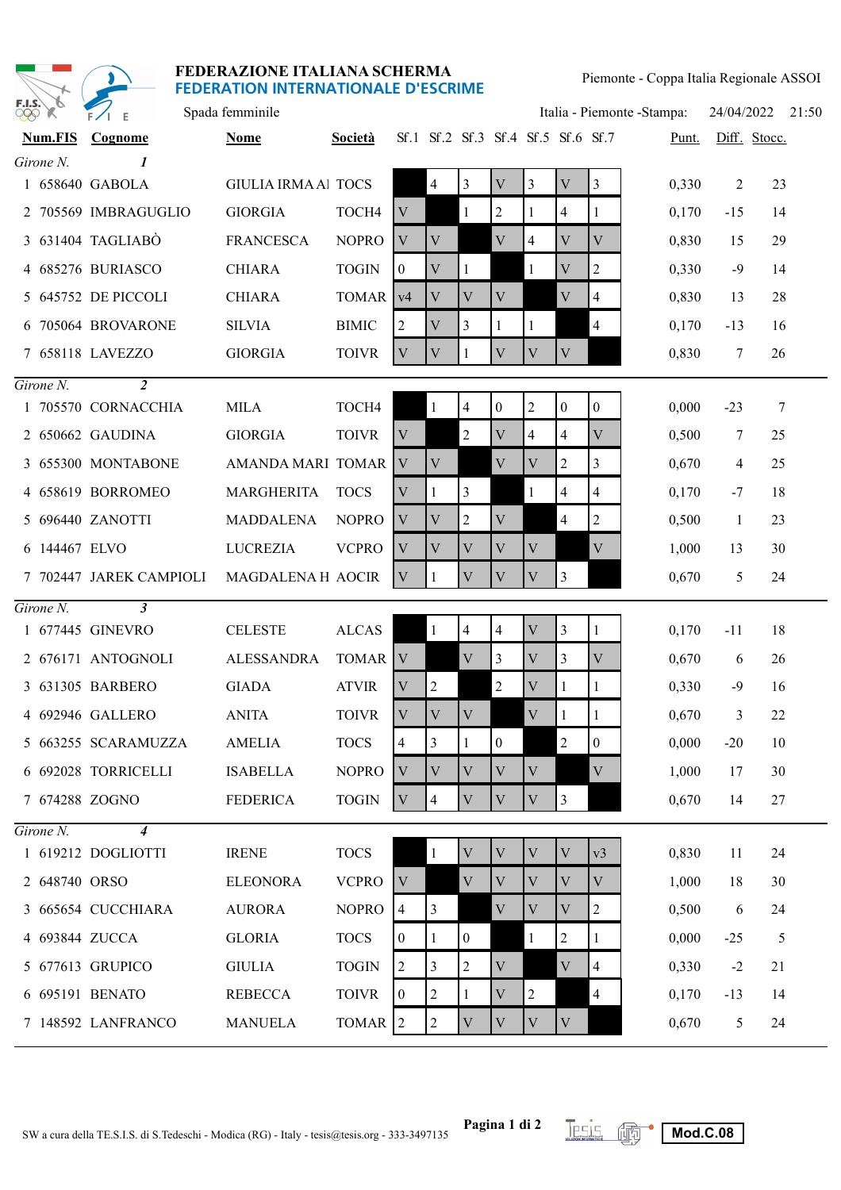**FEDERAZIONE ITALIANA SCHERMA**
**FEDERATION INTERNATIONALE D'ESCRIME**

Piemonte - Coppa Italia Regionale ASSOI

Spada femminile

Italia - Piemonte -Stampa: 24/04/2022 21:50

| | Num.FIS | Cognome | Nome | Società | Sf.1 | Sf.2 | Sf.3 | Sf.4 | Sf.5 | Sf.6 | Sf.7 | Punt. | Diff. | Stocc. |
|---|---|---|---|---|---|---|---|---|---|---|---|---|---|---|
| *Girone N.* | | ***1*** | | | | | | | | | | | | |
| 1 | 658640 | GABOLA | GIULIA IRMA A | TOCS | | 4 | 3 | V | 3 | V | 3 | 0,330 | 2 | 23 |
| 2 | 705569 | IMBRAGUGLIO | GIORGIA | TOCH4 | V | | 1 | 2 | 1 | 4 | 1 | 0,170 | -15 | 14 |
| 3 | 631404 | TAGLIABÒ | FRANCESCA | NOPRO | V | V | | V | 4 | V | V | 0,830 | 15 | 29 |
| 4 | 685276 | BURIASCO | CHIARA | TOGIN | 0 | V | 1 | | 1 | V | 2 | 0,330 | -9 | 14 |
| 5 | 645752 | DE PICCOLI | CHIARA | TOMAR | v4 | V | V | V | | V | 4 | 0,830 | 13 | 28 |
| 6 | 705064 | BROVARONE | SILVIA | BIMIC | 2 | V | 3 | 1 | 1 | | 4 | 0,170 | -13 | 16 |
| 7 | 658118 | LAVEZZO | GIORGIA | TOIVR | V | V | 1 | V | V | V | | 0,830 | 7 | 26 |
| *Girone N.* | | ***2*** | | | | | | | | | | | | |
| 1 | 705570 | CORNACCHIA | MILA | TOCH4 | | 1 | 4 | 0 | 2 | 0 | 0 | 0,000 | -23 | 7 |
| 2 | 650662 | GAUDINA | GIORGIA | TOIVR | V | | 2 | V | 4 | 4 | V | 0,500 | 7 | 25 |
| 3 | 655300 | MONTABONE | AMANDA MARI | TOMAR | V | V | | V | V | 2 | 3 | 0,670 | 4 | 25 |
| 4 | 658619 | BORROMEO | MARGHERITA | TOCS | V | 1 | 3 | | 1 | 4 | 4 | 0,170 | -7 | 18 |
| 5 | 696440 | ZANOTTI | MADDALENA | NOPRO | V | V | 2 | V | | 4 | 2 | 0,500 | 1 | 23 |
| 6 | 144467 | ELVO | LUCREZIA | VCPRO | V | V | V | V | V | | V | 1,000 | 13 | 30 |
| 7 | 702447 | JAREK CAMPIOLI | MAGDALENA H | AOCIR | V | 1 | V | V | V | 3 | | 0,670 | 5 | 24 |
| *Girone N.* | | ***3*** | | | | | | | | | | | | |
| 1 | 677445 | GINEVRO | CELESTE | ALCAS | | 1 | 4 | 4 | V | 3 | 1 | 0,170 | -11 | 18 |
| 2 | 676171 | ANTOGNOLI | ALESSANDRA | TOMAR | V | | V | 3 | V | 3 | V | 0,670 | 6 | 26 |
| 3 | 631305 | BARBERO | GIADA | ATVIR | V | 2 | | 2 | V | 1 | 1 | 0,330 | -9 | 16 |
| 4 | 692946 | GALLERO | ANITA | TOIVR | V | V | V | | V | 1 | 1 | 0,670 | 3 | 22 |
| 5 | 663255 | SCARAMUZZA | AMELIA | TOCS | 4 | 3 | 1 | 0 | | 2 | 0 | 0,000 | -20 | 10 |
| 6 | 692028 | TORRICELLI | ISABELLA | NOPRO | V | V | V | V | V | | V | 1,000 | 17 | 30 |
| 7 | 674288 | ZOGNO | FEDERICA | TOGIN | V | 4 | V | V | V | 3 | | 0,670 | 14 | 27 |
| *Girone N.* | | ***4*** | | | | | | | | | | | | |
| 1 | 619212 | DOGLIOTTI | IRENE | TOCS | | 1 | V | V | V | V | v3 | 0,830 | 11 | 24 |
| 2 | 648740 | ORSO | ELEONORA | VCPRO | V | | V | V | V | V | V | 1,000 | 18 | 30 |
| 3 | 665654 | CUCCHIARA | AURORA | NOPRO | 4 | 3 | | V | V | V | 2 | 0,500 | 6 | 24 |
| 4 | 693844 | ZUCCA | GLORIA | TOCS | 0 | 1 | 0 | | 1 | 2 | 1 | 0,000 | -25 | 5 |
| 5 | 677613 | GRUPICO | GIULIA | TOGIN | 2 | 3 | 2 | V | | V | 4 | 0,330 | -2 | 21 |
| 6 | 695191 | BENATO | REBECCA | TOIVR | 0 | 2 | 1 | V | 2 | | 4 | 0,170 | -13 | 14 |
| 7 | 148592 | LANFRANCO | MANUELA | TOMAR | 2 | 2 | V | V | V | V | | 0,670 | 5 | 24 |

SW a cura della TE.S.I.S. di S.Tedeschi - Modica (RG) - Italy - tesis@tesis.org - 333-3497135

Mod.C.08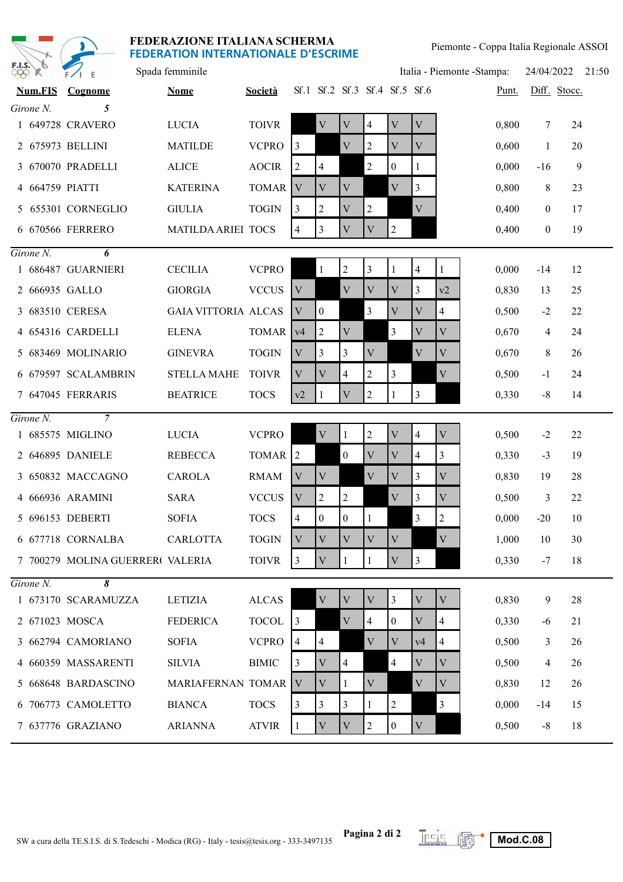**FEDERAZIONE ITALIANA SCHERMA**
**FEDERATION INTERNATIONALE D'ESCRIME**

Piemonte - Coppa Italia Regionale ASSOI

Spada femminile

Italia - Piemonte -Stampa: 24/04/2022 21:50

| | Num.FIS | Cognome | Nome | Società | Sf.1 | Sf.2 | Sf.3 | Sf.4 | Sf.5 | Sf.6 | | Punt. | Diff. | Stocc. |
|---|---|---|---|---|---|---|---|---|---|---|---|---|---|---|
| **Girone N. 5** | | | | | | | | | | | | | | |
| 1 | 649728 | CRAVERO | LUCIA | TOIVR | | V | V | 4 | V | V | | 0,800 | 7 | 24 |
| 2 | 675973 | BELLINI | MATILDE | VCPRO | 3 | | V | 2 | V | V | | 0,600 | 1 | 20 |
| 3 | 670070 | PRADELLI | ALICE | AOCIR | 2 | 4 | | 2 | 0 | 1 | | 0,000 | -16 | 9 |
| 4 | 664759 | PIATTI | KATERINA | TOMAR | V | V | V | | V | 3 | | 0,800 | 8 | 23 |
| 5 | 655301 | CORNEGLIO | GIULIA | TOGIN | 3 | 2 | V | 2 | | V | | 0,400 | 0 | 17 |
| 6 | 670566 | FERRERO | MATILDA ARIEI | TOCS | 4 | 3 | V | V | 2 | | | 0,400 | 0 | 19 |
| **Girone N. 6** | | | | | | | | | | | | | | |
| 1 | 686487 | GUARNIERI | CECILIA | VCPRO | | 1 | 2 | 3 | 1 | 4 | 1 | 0,000 | -14 | 12 |
| 2 | 666935 | GALLO | GIORGIA | VCCUS | V | | V | V | V | 3 | v2 | 0,830 | 13 | 25 |
| 3 | 683510 | CERESA | GAIA VITTORIA | ALCAS | V | 0 | | 3 | V | V | 4 | 0,500 | -2 | 22 |
| 4 | 654316 | CARDELLI | ELENA | TOMAR | v4 | 2 | V | | 3 | V | V | 0,670 | 4 | 24 |
| 5 | 683469 | MOLINARIO | GINEVRA | TOGIN | V | 3 | 3 | V | | V | V | 0,670 | 8 | 26 |
| 6 | 679597 | SCALAMBRIN | STELLA MAHE | TOIVR | V | V | 4 | 2 | 3 | | V | 0,500 | -1 | 24 |
| 7 | 647045 | FERRARIS | BEATRICE | TOCS | v2 | 1 | V | 2 | 1 | 3 | | 0,330 | -8 | 14 |
| **Girone N. 7** | | | | | | | | | | | | | | |
| 1 | 685575 | MIGLINO | LUCIA | VCPRO | | V | 1 | 2 | V | 4 | V | 0,500 | -2 | 22 |
| 2 | 646895 | DANIELE | REBECCA | TOMAR | 2 | | 0 | V | V | 4 | 3 | 0,330 | -3 | 19 |
| 3 | 650832 | MACCAGNO | CAROLA | RMAM | V | V | | V | V | 3 | V | 0,830 | 19 | 28 |
| 4 | 666936 | ARAMINI | SARA | VCCUS | V | 2 | 2 | | V | 3 | V | 0,500 | 3 | 22 |
| 5 | 696153 | DEBERTI | SOFIA | TOCS | 4 | 0 | 0 | 1 | | 3 | 2 | 0,000 | -20 | 10 |
| 6 | 677718 | CORNALBA | CARLOTTA | TOGIN | V | V | V | V | V | | V | 1,000 | 10 | 30 |
| 7 | 700279 | MOLINA GUERRERO | VALERIA | TOIVR | 3 | V | 1 | 1 | V | 3 | | 0,330 | -7 | 18 |
| **Girone N. 8** | | | | | | | | | | | | | | |
| 1 | 673170 | SCARAMUZZA | LETIZIA | ALCAS | | V | V | V | 3 | V | V | 0,830 | 9 | 28 |
| 2 | 671023 | MOSCA | FEDERICA | TOCOL | 3 | | V | 4 | 0 | V | 4 | 0,330 | -6 | 21 |
| 3 | 662794 | CAMORIANO | SOFIA | VCPRO | 4 | 4 | | V | V | v4 | 4 | 0,500 | 3 | 26 |
| 4 | 660359 | MASSARENTI | SILVIA | BIMIC | 3 | V | 4 | | 4 | V | V | 0,500 | 4 | 26 |
| 5 | 668648 | BARDASCINO | MARIAFERNAN | TOMAR | V | V | 1 | V | | V | V | 0,830 | 12 | 26 |
| 6 | 706773 | CAMOLETTO | BIANCA | TOCS | 3 | 3 | 3 | 1 | 2 | | 3 | 0,000 | -14 | 15 |
| 7 | 637776 | GRAZIANO | ARIANNA | ATVIR | 1 | V | V | 2 | 0 | V | | 0,500 | -8 | 18 |

SW a cura della TE.S.I.S. di S.Tedeschi - Modica (RG) - Italy - tesis@tesis.org - 333-3497135

Mod.C.08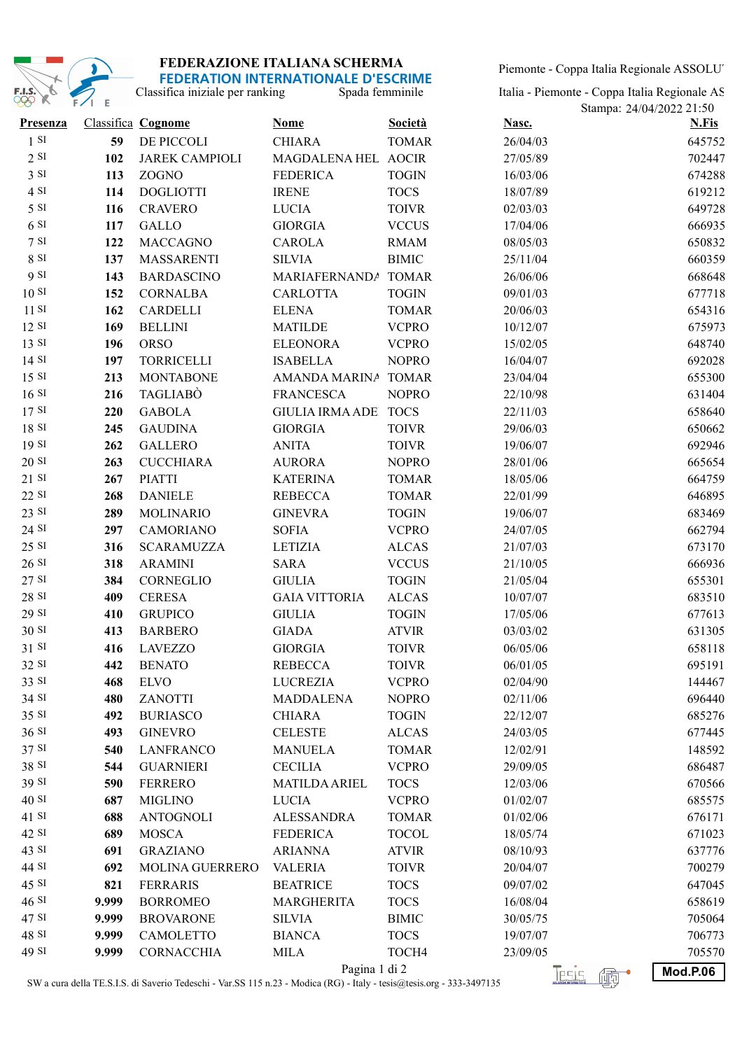# FEDERAZIONE ITALIANA SCHERMA

## FEDERATION INTERNATIONALE D'ESCRIME

Classifica iniziale per ranking — Spada femminile

Piemonte - Coppa Italia Regionale ASSOLU'

Italia - Piemonte - Coppa Italia Regionale AS

Stampa: 24/04/2022 21:50

| Presenza | Classifica | Cognome | Nome | Società | Nasc. | N.Fis |
|---|---|---|---|---|---|---|
| 1 SI | **59** | DE PICCOLI | CHIARA | TOMAR | 26/04/03 | 645752 |
| 2 SI | **102** | JAREK CAMPIOLI | MAGDALENA HEL | AOCIR | 27/05/89 | 702447 |
| 3 SI | **113** | ZOGNO | FEDERICA | TOGIN | 16/03/06 | 674288 |
| 4 SI | **114** | DOGLIOTTI | IRENE | TOCS | 18/07/89 | 619212 |
| 5 SI | **116** | CRAVERO | LUCIA | TOIVR | 02/03/03 | 649728 |
| 6 SI | **117** | GALLO | GIORGIA | VCCUS | 17/04/06 | 666935 |
| 7 SI | **122** | MACCAGNO | CAROLA | RMAM | 08/05/03 | 650832 |
| 8 SI | **137** | MASSARENTI | SILVIA | BIMIC | 25/11/04 | 660359 |
| 9 SI | **143** | BARDASCINO | MARIAFERNANDA | TOMAR | 26/06/06 | 668648 |
| 10 SI | **152** | CORNALBA | CARLOTTA | TOGIN | 09/01/03 | 677718 |
| 11 SI | **162** | CARDELLI | ELENA | TOMAR | 20/06/03 | 654316 |
| 12 SI | **169** | BELLINI | MATILDE | VCPRO | 10/12/07 | 675973 |
| 13 SI | **196** | ORSO | ELEONORA | VCPRO | 15/02/05 | 648740 |
| 14 SI | **197** | TORRICELLI | ISABELLA | NOPRO | 16/04/07 | 692028 |
| 15 SI | **213** | MONTABONE | AMANDA MARINA | TOMAR | 23/04/04 | 655300 |
| 16 SI | **216** | TAGLIABÒ | FRANCESCA | NOPRO | 22/10/98 | 631404 |
| 17 SI | **220** | GABOLA | GIULIA IRMA ADE | TOCS | 22/11/03 | 658640 |
| 18 SI | **245** | GAUDINA | GIORGIA | TOIVR | 29/06/03 | 650662 |
| 19 SI | **262** | GALLERO | ANITA | TOIVR | 19/06/07 | 692946 |
| 20 SI | **263** | CUCCHIARA | AURORA | NOPRO | 28/01/06 | 665654 |
| 21 SI | **267** | PIATTI | KATERINA | TOMAR | 18/05/06 | 664759 |
| 22 SI | **268** | DANIELE | REBECCA | TOMAR | 22/01/99 | 646895 |
| 23 SI | **289** | MOLINARIO | GINEVRA | TOGIN | 19/06/07 | 683469 |
| 24 SI | **297** | CAMORIANO | SOFIA | VCPRO | 24/07/05 | 662794 |
| 25 SI | **316** | SCARAMUZZA | LETIZIA | ALCAS | 21/07/03 | 673170 |
| 26 SI | **318** | ARAMINI | SARA | VCCUS | 21/10/05 | 666936 |
| 27 SI | **384** | CORNEGLIO | GIULIA | TOGIN | 21/05/04 | 655301 |
| 28 SI | **409** | CERESA | GAIA VITTORIA | ALCAS | 10/07/07 | 683510 |
| 29 SI | **410** | GRUPICO | GIULIA | TOGIN | 17/05/06 | 677613 |
| 30 SI | **413** | BARBERO | GIADA | ATVIR | 03/03/02 | 631305 |
| 31 SI | **416** | LAVEZZO | GIORGIA | TOIVR | 06/05/06 | 658118 |
| 32 SI | **442** | BENATO | REBECCA | TOIVR | 06/01/05 | 695191 |
| 33 SI | **468** | ELVO | LUCREZIA | VCPRO | 02/04/90 | 144467 |
| 34 SI | **480** | ZANOTTI | MADDALENA | NOPRO | 02/11/06 | 696440 |
| 35 SI | **492** | BURIASCO | CHIARA | TOGIN | 22/12/07 | 685276 |
| 36 SI | **493** | GINEVRO | CELESTE | ALCAS | 24/03/05 | 677445 |
| 37 SI | **540** | LANFRANCO | MANUELA | TOMAR | 12/02/91 | 148592 |
| 38 SI | **544** | GUARNIERI | CECILIA | VCPRO | 29/09/05 | 686487 |
| 39 SI | **590** | FERRERO | MATILDA ARIEL | TOCS | 12/03/06 | 670566 |
| 40 SI | **687** | MIGLINO | LUCIA | VCPRO | 01/02/07 | 685575 |
| 41 SI | **688** | ANTOGNOLI | ALESSANDRA | TOMAR | 01/02/06 | 676171 |
| 42 SI | **689** | MOSCA | FEDERICA | TOCOL | 18/05/74 | 671023 |
| 43 SI | **691** | GRAZIANO | ARIANNA | ATVIR | 08/10/93 | 637776 |
| 44 SI | **692** | MOLINA GUERRERO | VALERIA | TOIVR | 20/04/07 | 700279 |
| 45 SI | **821** | FERRARIS | BEATRICE | TOCS | 09/07/02 | 647045 |
| 46 SI | **9.999** | BORROMEO | MARGHERITA | TOCS | 16/08/04 | 658619 |
| 47 SI | **9.999** | BROVARONE | SILVIA | BIMIC | 30/05/75 | 705064 |
| 48 SI | **9.999** | CAMOLETTO | BIANCA | TOCS | 19/07/07 | 706773 |
| 49 SI | **9.999** | CORNACCHIA | MILA | TOCH4 | 23/09/05 | 705570 |

SW a cura della TE.S.I.S. di Saverio Tedeschi - Var.SS 115 n.23 - Modica (RG) - Italy - tesis@tesis.org - 333-3497135

**Mod.P.06**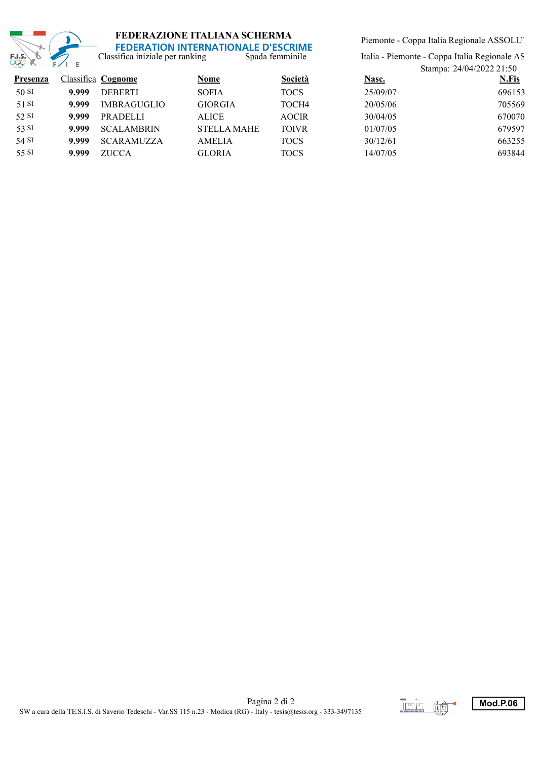**FEDERAZIONE ITALIANA SCHERMA**
**FEDERATION INTERNATIONALE D'ESCRIME**

Classifica iniziale per ranking — Spada femminile

Piemonte - Coppa Italia Regionale ASSOLU

Italia - Piemonte - Coppa Italia Regionale AS

Stampa: 24/04/2022 21:50

| Presenza | | Classifica | Cognome | Nome | Società | Nasc. | N.Fis |
|---|---|---|---|---|---|---|---|
| 50 | SI | **9.999** | DEBERTI | SOFIA | TOCS | 25/09/07 | 696153 |
| 51 | SI | **9.999** | IMBRAGUGLIO | GIORGIA | TOCH4 | 20/05/06 | 705569 |
| 52 | SI | **9.999** | PRADELLI | ALICE | AOCIR | 30/04/05 | 670070 |
| 53 | SI | **9.999** | SCALAMBRIN | STELLA MAHE | TOIVR | 01/07/05 | 679597 |
| 54 | SI | **9.999** | SCARAMUZZA | AMELIA | TOCS | 30/12/61 | 663255 |
| 55 | SI | **9.999** | ZUCCA | GLORIA | TOCS | 14/07/05 | 693844 |

SW a cura della TE.S.I.S. di Saverio Tedeschi - Var.SS 115 n.23 - Modica (RG) - Italy - tesis@tesis.org - 333-3497135

**Mod.P.06**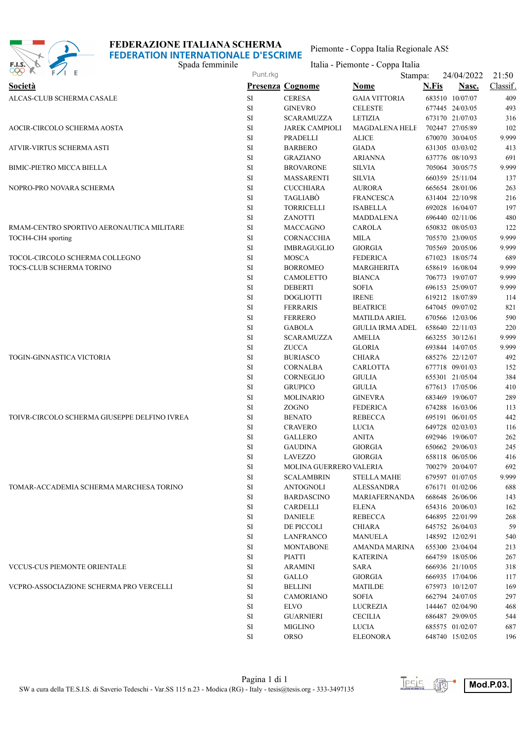**FEDERAZIONE ITALIANA SCHERMA**
**FEDERATION INTERNATIONALE D'ESCRIME**
Spada femminile

Piemonte - Coppa Italia Regionale ASS
Italia - Piemonte - Coppa Italia

Punt.rkg

Stampa: 24/04/2022 21:50

| Società | Presenza | Cognome | Nome | N.Fis | Nasc. | Classif. |
|---|---|---|---|---|---|---|
| ALCAS-CLUB SCHERMA CASALE | SI | CERESA | GAIA VITTORIA | 683510 | 10/07/07 | 409 |
| | SI | GINEVRO | CELESTE | 677445 | 24/03/05 | 493 |
| | SI | SCARAMUZZA | LETIZIA | 673170 | 21/07/03 | 316 |
| AOCIR-CIRCOLO SCHERMA AOSTA | SI | JAREK CAMPIOLI | MAGDALENA HELE | 702447 | 27/05/89 | 102 |
| | SI | PRADELLI | ALICE | 670070 | 30/04/05 | 9.999 |
| ATVIR-VIRTUS SCHERMA ASTI | SI | BARBERO | GIADA | 631305 | 03/03/02 | 413 |
| | SI | GRAZIANO | ARIANNA | 637776 | 08/10/93 | 691 |
| BIMIC-PIETRO MICCA BIELLA | SI | BROVARONE | SILVIA | 705064 | 30/05/75 | 9.999 |
| | SI | MASSARENTI | SILVIA | 660359 | 25/11/04 | 137 |
| NOPRO-PRO NOVARA SCHERMA | SI | CUCCHIARA | AURORA | 665654 | 28/01/06 | 263 |
| | SI | TAGLIABÒ | FRANCESCA | 631404 | 22/10/98 | 216 |
| | SI | TORRICELLI | ISABELLA | 692028 | 16/04/07 | 197 |
| | SI | ZANOTTI | MADDALENA | 696440 | 02/11/06 | 480 |
| RMAM-CENTRO SPORTIVO AERONAUTICA MILITARE | SI | MACCAGNO | CAROLA | 650832 | 08/05/03 | 122 |
| TOCH4-CH4 sporting | SI | CORNACCHIA | MILA | 705570 | 23/09/05 | 9.999 |
| | SI | IMBRAGUGLIO | GIORGIA | 705569 | 20/05/06 | 9.999 |
| TOCOL-CIRCOLO SCHERMA COLLEGNO | SI | MOSCA | FEDERICA | 671023 | 18/05/74 | 689 |
| TOCS-CLUB SCHERMA TORINO | SI | BORROMEO | MARGHERITA | 658619 | 16/08/04 | 9.999 |
| | SI | CAMOLETTO | BIANCA | 706773 | 19/07/07 | 9.999 |
| | SI | DEBERTI | SOFIA | 696153 | 25/09/07 | 9.999 |
| | SI | DOGLIOTTI | IRENE | 619212 | 18/07/89 | 114 |
| | SI | FERRARIS | BEATRICE | 647045 | 09/07/02 | 821 |
| | SI | FERRERO | MATILDA ARIEL | 670566 | 12/03/06 | 590 |
| | SI | GABOLA | GIULIA IRMA ADEL | 658640 | 22/11/03 | 220 |
| | SI | SCARAMUZZA | AMELIA | 663255 | 30/12/61 | 9.999 |
| | SI | ZUCCA | GLORIA | 693844 | 14/07/05 | 9.999 |
| TOGIN-GINNASTICA VICTORIA | SI | BURIASCO | CHIARA | 685276 | 22/12/07 | 492 |
| | SI | CORNALBA | CARLOTTA | 677718 | 09/01/03 | 152 |
| | SI | CORNEGLIO | GIULIA | 655301 | 21/05/04 | 384 |
| | SI | GRUPICO | GIULIA | 677613 | 17/05/06 | 410 |
| | SI | MOLINARIO | GINEVRA | 683469 | 19/06/07 | 289 |
| | SI | ZOGNO | FEDERICA | 674288 | 16/03/06 | 113 |
| TOIVR-CIRCOLO SCHERMA GIUSEPPE DELFINO IVREA | SI | BENATO | REBECCA | 695191 | 06/01/05 | 442 |
| | SI | CRAVERO | LUCIA | 649728 | 02/03/03 | 116 |
| | SI | GALLERO | ANITA | 692946 | 19/06/07 | 262 |
| | SI | GAUDINA | GIORGIA | 650662 | 29/06/03 | 245 |
| | SI | LAVEZZO | GIORGIA | 658118 | 06/05/06 | 416 |
| | SI | MOLINA GUERRERO | VALERIA | 700279 | 20/04/07 | 692 |
| | SI | SCALAMBRIN | STELLA MAHE | 679597 | 01/07/05 | 9.999 |
| TOMAR-ACCADEMIA SCHERMA MARCHESA TORINO | SI | ANTOGNOLI | ALESSANDRA | 676171 | 01/02/06 | 688 |
| | SI | BARDASCINO | MARIAFERNANDA | 668648 | 26/06/06 | 143 |
| | SI | CARDELLI | ELENA | 654316 | 20/06/03 | 162 |
| | SI | DANIELE | REBECCA | 646895 | 22/01/99 | 268 |
| | SI | DE PICCOLI | CHIARA | 645752 | 26/04/03 | 59 |
| | SI | LANFRANCO | MANUELA | 148592 | 12/02/91 | 540 |
| | SI | MONTABONE | AMANDA MARINA | 655300 | 23/04/04 | 213 |
| | SI | PIATTI | KATERINA | 664759 | 18/05/06 | 267 |
| VCCUS-CUS PIEMONTE ORIENTALE | SI | ARAMINI | SARA | 666936 | 21/10/05 | 318 |
| | SI | GALLO | GIORGIA | 666935 | 17/04/06 | 117 |
| VCPRO-ASSOCIAZIONE SCHERMA PRO VERCELLI | SI | BELLINI | MATILDE | 675973 | 10/12/07 | 169 |
| | SI | CAMORIANO | SOFIA | 662794 | 24/07/05 | 297 |
| | SI | ELVO | LUCREZIA | 144467 | 02/04/90 | 468 |
| | SI | GUARNIERI | CECILIA | 686487 | 29/09/05 | 544 |
| | SI | MIGLINO | LUCIA | 685575 | 01/02/07 | 687 |
| | SI | ORSO | ELEONORA | 648740 | 15/02/05 | 196 |

SW a cura della TE.S.I.S. di Saverio Tedeschi - Var.SS 115 n.23 - Modica (RG) - Italy - tesis@tesis.org - 333-3497135

**Mod.P.03.**